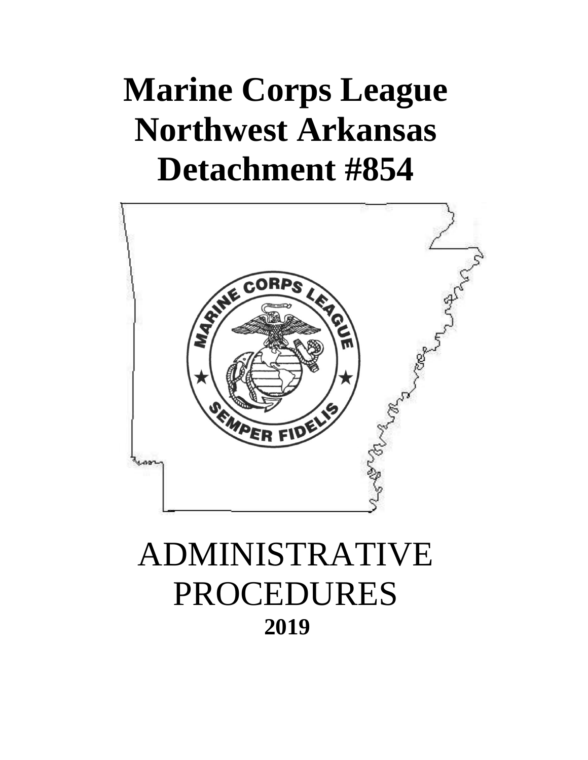# Marine Corps League Northwest Arkansas Detachment #854

ADMINISTRATIVE PROCEDURES

**2019**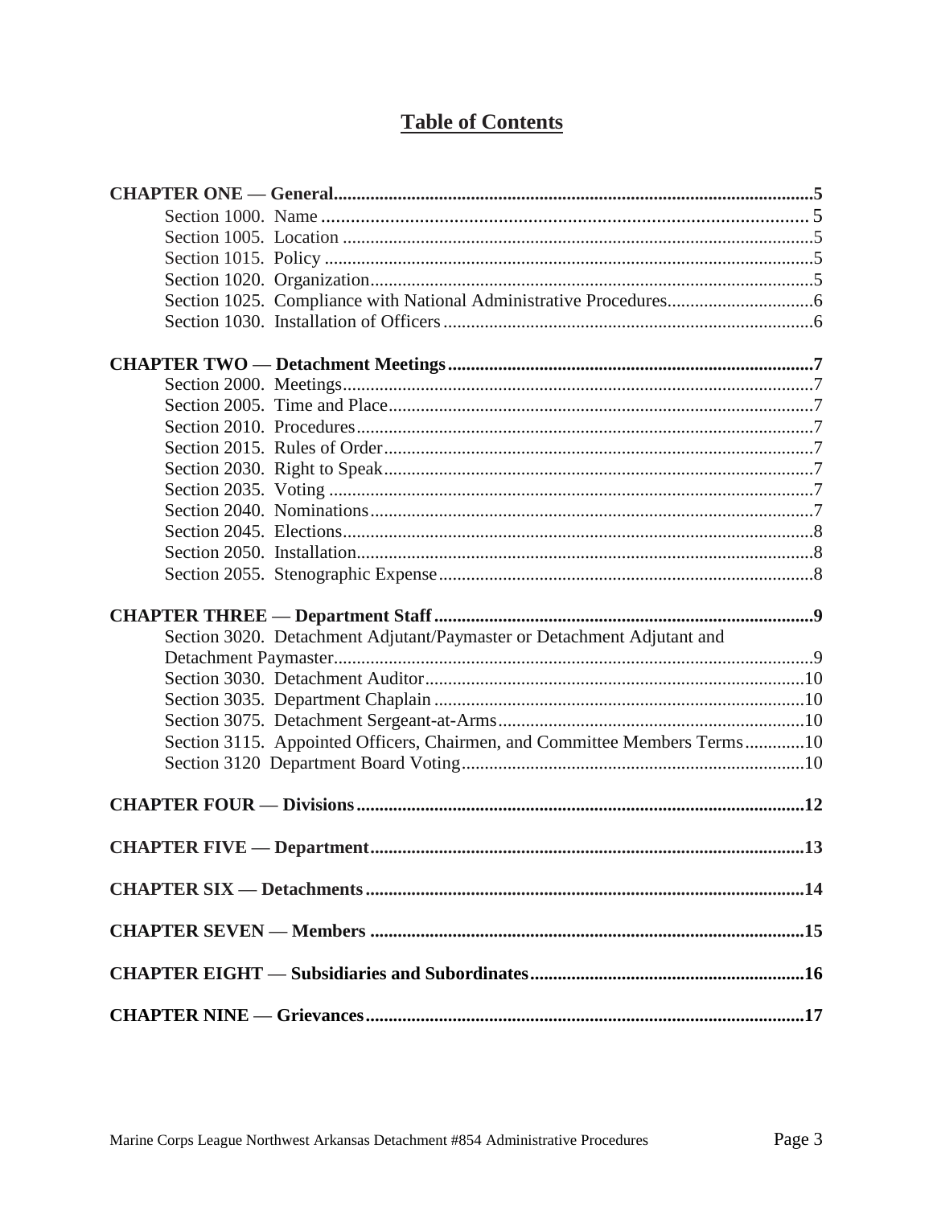# Table of Contents

**CHAPTER ONE — General** ........ **5**

- Section 1000. Name ........ 5
- Section 1005. Location ........ 5
- Section 1015. Policy ........ 5
- Section 1020. Organization ........ 5
- Section 1025. Compliance with National Administrative Procedures ........ 6
- Section 1030. Installation of Officers ........ 6

**CHAPTER TWO — Detachment Meetings** ........ **7**

- Section 2000. Meetings ........ 7
- Section 2005. Time and Place ........ 7
- Section 2010. Procedures ........ 7
- Section 2015. Rules of Order ........ 7
- Section 2030. Right to Speak ........ 7
- Section 2035. Voting ........ 7
- Section 2040. Nominations ........ 7
- Section 2045. Elections ........ 8
- Section 2050. Installation ........ 8
- Section 2055. Stenographic Expense ........ 8

**CHAPTER THREE — Department Staff** ........ **9**

- Section 3020. Detachment Adjutant/Paymaster or Detachment Adjutant and Detachment Paymaster ........ 9
- Section 3030. Detachment Auditor ........ 10
- Section 3035. Department Chaplain ........ 10
- Section 3075. Detachment Sergeant-at-Arms ........ 10
- Section 3115. Appointed Officers, Chairmen, and Committee Members Terms ........ 10
- Section 3120 Department Board Voting ........ 10

**CHAPTER FOUR — Divisions** ........ **12**

**CHAPTER FIVE — Department** ........ **13**

**CHAPTER SIX — Detachments** ........ **14**

**CHAPTER SEVEN — Members** ........ **15**

**CHAPTER EIGHT — Subsidiaries and Subordinates** ........ **16**

**CHAPTER NINE — Grievances** ........ **17**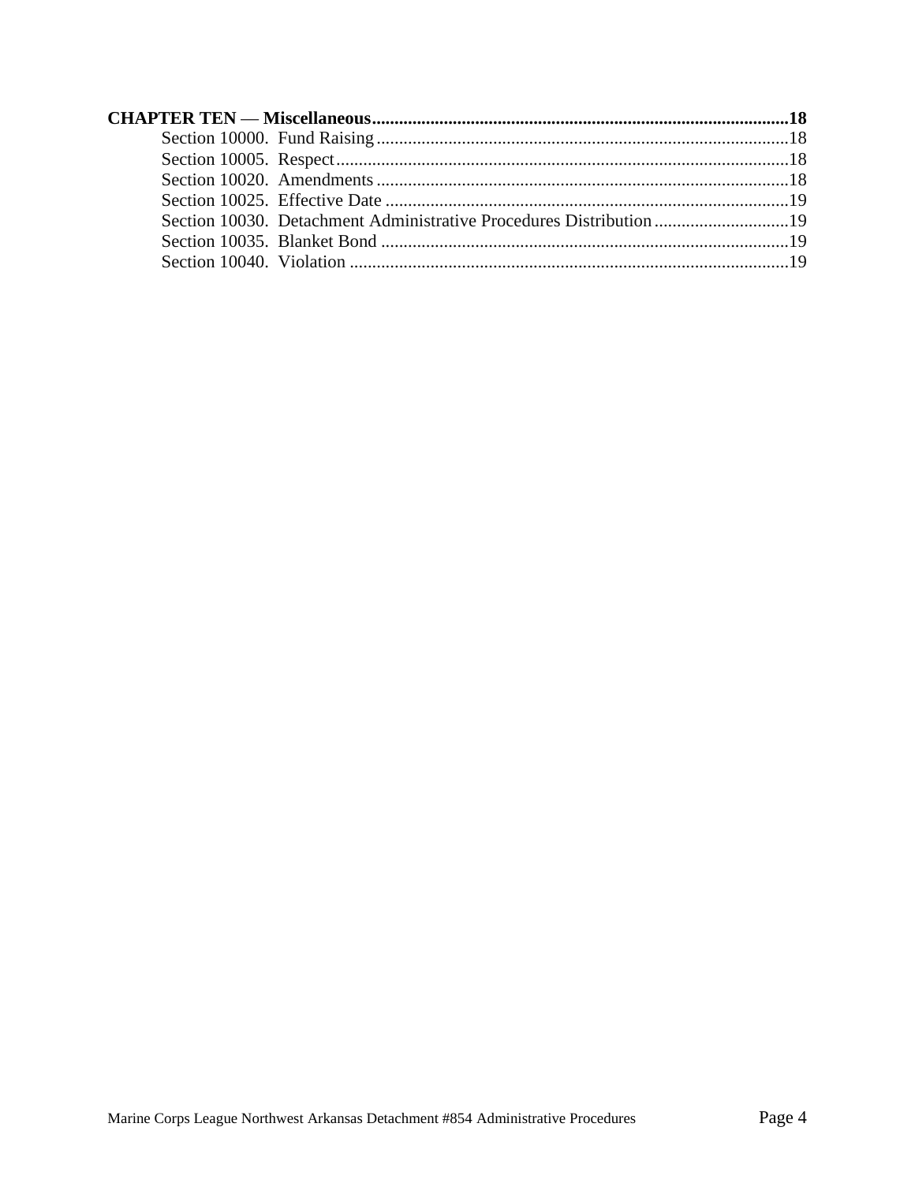**CHAPTER TEN — Miscellaneous** ......................................................................................... **18**

- Section 10000. Fund Raising ........................................................................................ 18
- Section 10005. Respect ................................................................................................ 18
- Section 10020. Amendments ........................................................................................ 18
- Section 10025. Effective Date ...................................................................................... 19
- Section 10030. Detachment Administrative Procedures Distribution ............................ 19
- Section 10035. Blanket Bond ........................................................................................ 19
- Section 10040. Violation .............................................................................................. 19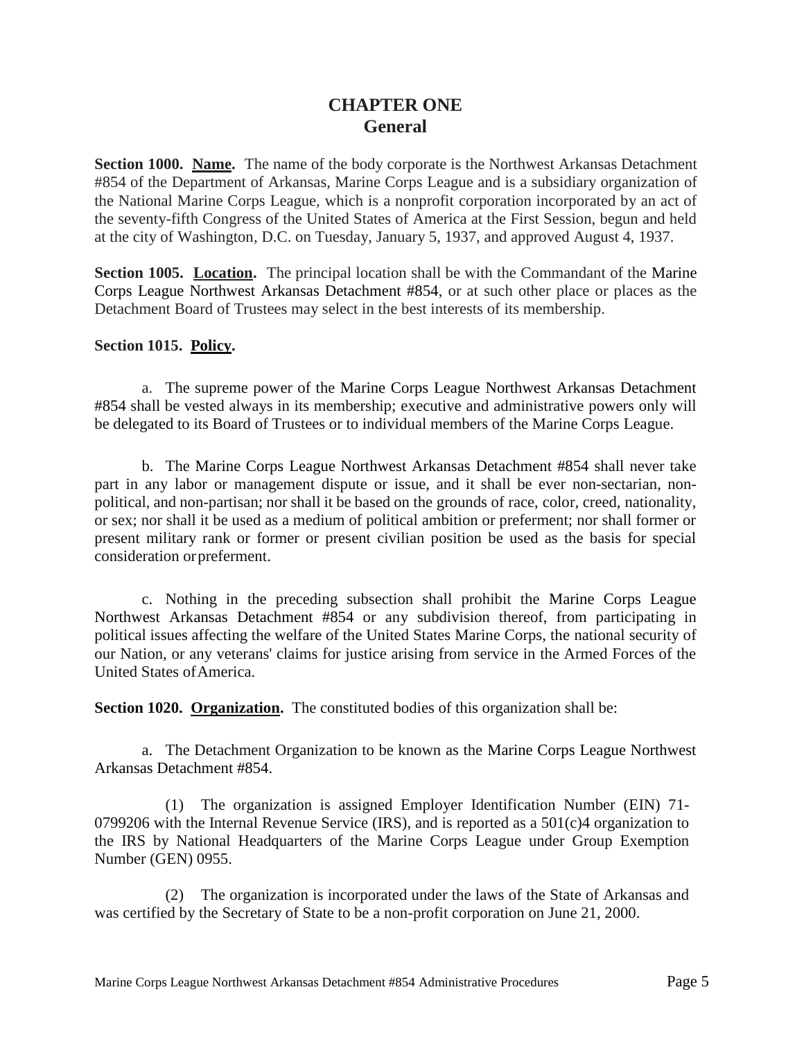# CHAPTER ONE
## General

**Section 1000. Name.** The name of the body corporate is the Northwest Arkansas Detachment #854 of the Department of Arkansas, Marine Corps League and is a subsidiary organization of the National Marine Corps League, which is a nonprofit corporation incorporated by an act of the seventy-fifth Congress of the United States of America at the First Session, begun and held at the city of Washington, D.C. on Tuesday, January 5, 1937, and approved August 4, 1937.

**Section 1005. Location.** The principal location shall be with the Commandant of the Marine Corps League Northwest Arkansas Detachment #854, or at such other place or places as the Detachment Board of Trustees may select in the best interests of its membership.

**Section 1015. Policy.**

a. The supreme power of the Marine Corps League Northwest Arkansas Detachment #854 shall be vested always in its membership; executive and administrative powers only will be delegated to its Board of Trustees or to individual members of the Marine Corps League.

b. The Marine Corps League Northwest Arkansas Detachment #854 shall never take part in any labor or management dispute or issue, and it shall be ever non-sectarian, non-political, and non-partisan; nor shall it be based on the grounds of race, color, creed, nationality, or sex; nor shall it be used as a medium of political ambition or preferment; nor shall former or present military rank or former or present civilian position be used as the basis for special consideration or preferment.

c. Nothing in the preceding subsection shall prohibit the Marine Corps League Northwest Arkansas Detachment #854 or any subdivision thereof, from participating in political issues affecting the welfare of the United States Marine Corps, the national security of our Nation, or any veterans' claims for justice arising from service in the Armed Forces of the United States of America.

**Section 1020. Organization.** The constituted bodies of this organization shall be:

a. The Detachment Organization to be known as the Marine Corps League Northwest Arkansas Detachment #854.

(1) The organization is assigned Employer Identification Number (EIN) 71-0799206 with the Internal Revenue Service (IRS), and is reported as a 501(c)4 organization to the IRS by National Headquarters of the Marine Corps League under Group Exemption Number (GEN) 0955.

(2) The organization is incorporated under the laws of the State of Arkansas and was certified by the Secretary of State to be a non-profit corporation on June 21, 2000.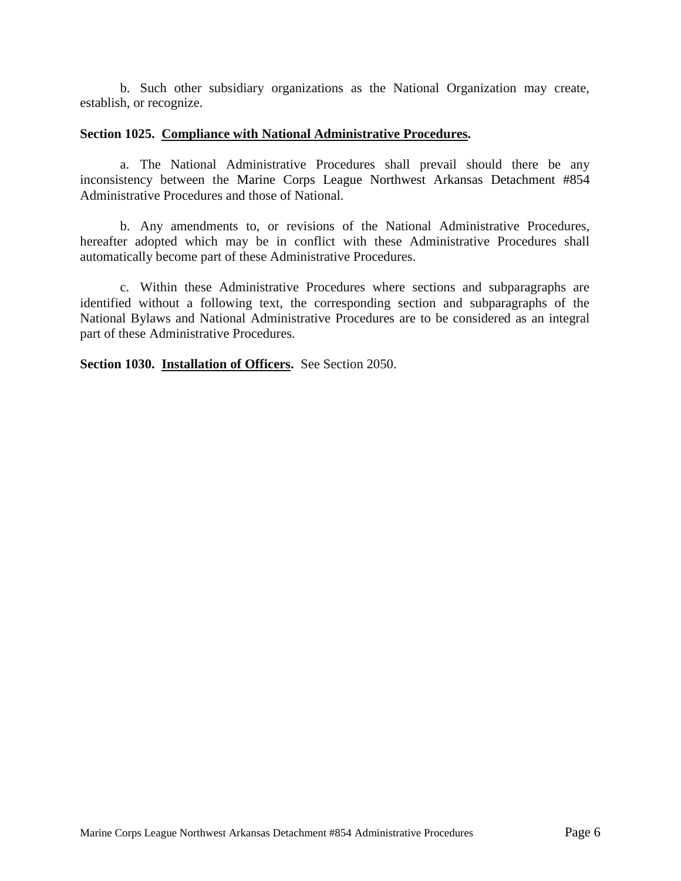b. Such other subsidiary organizations as the National Organization may create, establish, or recognize.

**Section 1025. Compliance with National Administrative Procedures.**

a. The National Administrative Procedures shall prevail should there be any inconsistency between the Marine Corps League Northwest Arkansas Detachment #854 Administrative Procedures and those of National.

b. Any amendments to, or revisions of the National Administrative Procedures, hereafter adopted which may be in conflict with these Administrative Procedures shall automatically become part of these Administrative Procedures.

c. Within these Administrative Procedures where sections and subparagraphs are identified without a following text, the corresponding section and subparagraphs of the National Bylaws and National Administrative Procedures are to be considered as an integral part of these Administrative Procedures.

**Section 1030. Installation of Officers.** See Section 2050.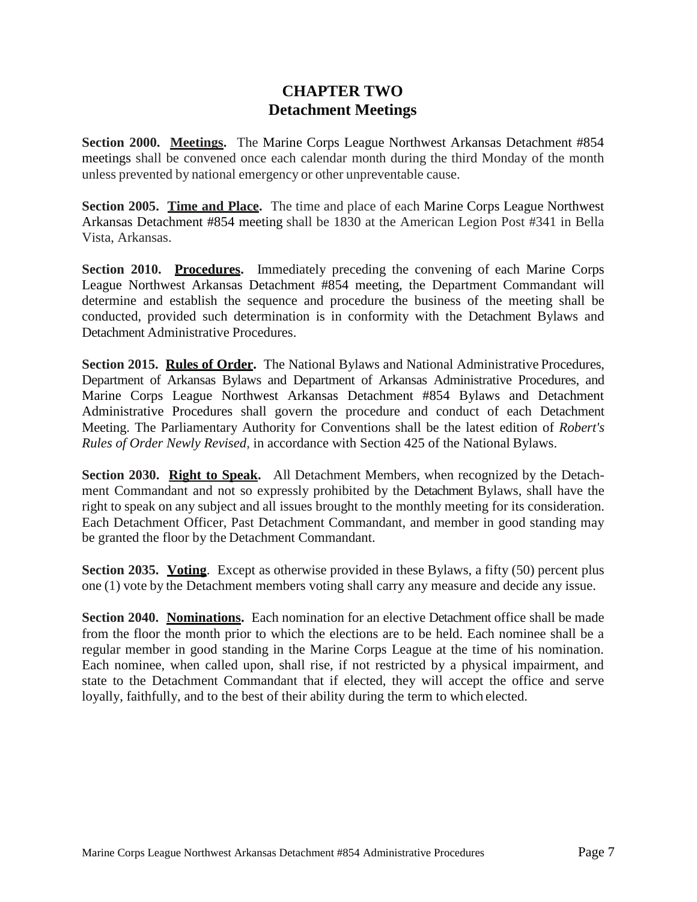# CHAPTER TWO
## Detachment Meetings

**Section 2000. Meetings.** The Marine Corps League Northwest Arkansas Detachment #854 meetings shall be convened once each calendar month during the third Monday of the month unless prevented by national emergency or other unpreventable cause.

**Section 2005. Time and Place.** The time and place of each Marine Corps League Northwest Arkansas Detachment #854 meeting shall be 1830 at the American Legion Post #341 in Bella Vista, Arkansas.

**Section 2010. Procedures.** Immediately preceding the convening of each Marine Corps League Northwest Arkansas Detachment #854 meeting, the Department Commandant will determine and establish the sequence and procedure the business of the meeting shall be conducted, provided such determination is in conformity with the Detachment Bylaws and Detachment Administrative Procedures.

**Section 2015. Rules of Order.** The National Bylaws and National Administrative Procedures, Department of Arkansas Bylaws and Department of Arkansas Administrative Procedures, and Marine Corps League Northwest Arkansas Detachment #854 Bylaws and Detachment Administrative Procedures shall govern the procedure and conduct of each Detachment Meeting. The Parliamentary Authority for Conventions shall be the latest edition of *Robert's Rules of Order Newly Revised,* in accordance with Section 425 of the National Bylaws.

**Section 2030. Right to Speak.** All Detachment Members, when recognized by the Detachment Commandant and not so expressly prohibited by the Detachment Bylaws, shall have the right to speak on any subject and all issues brought to the monthly meeting for its consideration. Each Detachment Officer, Past Detachment Commandant, and member in good standing may be granted the floor by the Detachment Commandant.

**Section 2035. Voting**. Except as otherwise provided in these Bylaws, a fifty (50) percent plus one (1) vote by the Detachment members voting shall carry any measure and decide any issue.

**Section 2040. Nominations.** Each nomination for an elective Detachment office shall be made from the floor the month prior to which the elections are to be held. Each nominee shall be a regular member in good standing in the Marine Corps League at the time of his nomination. Each nominee, when called upon, shall rise, if not restricted by a physical impairment, and state to the Detachment Commandant that if elected, they will accept the office and serve loyally, faithfully, and to the best of their ability during the term to which elected.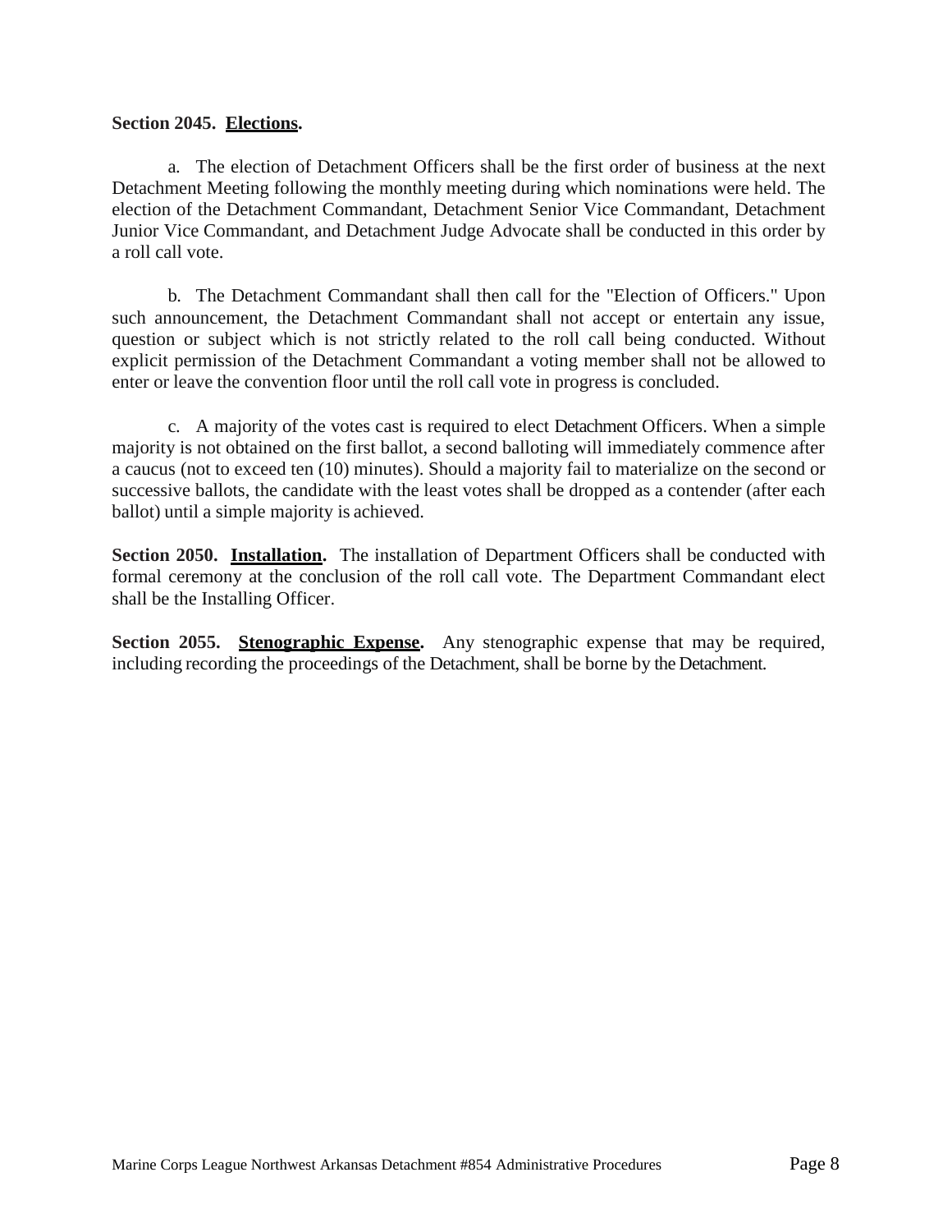**Section 2045. Elections.**

a. The election of Detachment Officers shall be the first order of business at the next Detachment Meeting following the monthly meeting during which nominations were held. The election of the Detachment Commandant, Detachment Senior Vice Commandant, Detachment Junior Vice Commandant, and Detachment Judge Advocate shall be conducted in this order by a roll call vote.

b. The Detachment Commandant shall then call for the "Election of Officers." Upon such announcement, the Detachment Commandant shall not accept or entertain any issue, question or subject which is not strictly related to the roll call being conducted. Without explicit permission of the Detachment Commandant a voting member shall not be allowed to enter or leave the convention floor until the roll call vote in progress is concluded.

c. A majority of the votes cast is required to elect Detachment Officers. When a simple majority is not obtained on the first ballot, a second balloting will immediately commence after a caucus (not to exceed ten (10) minutes). Should a majority fail to materialize on the second or successive ballots, the candidate with the least votes shall be dropped as a contender (after each ballot) until a simple majority is achieved.

**Section 2050. Installation.** The installation of Department Officers shall be conducted with formal ceremony at the conclusion of the roll call vote. The Department Commandant elect shall be the Installing Officer.

**Section 2055. Stenographic Expense.** Any stenographic expense that may be required, including recording the proceedings of the Detachment, shall be borne by the Detachment.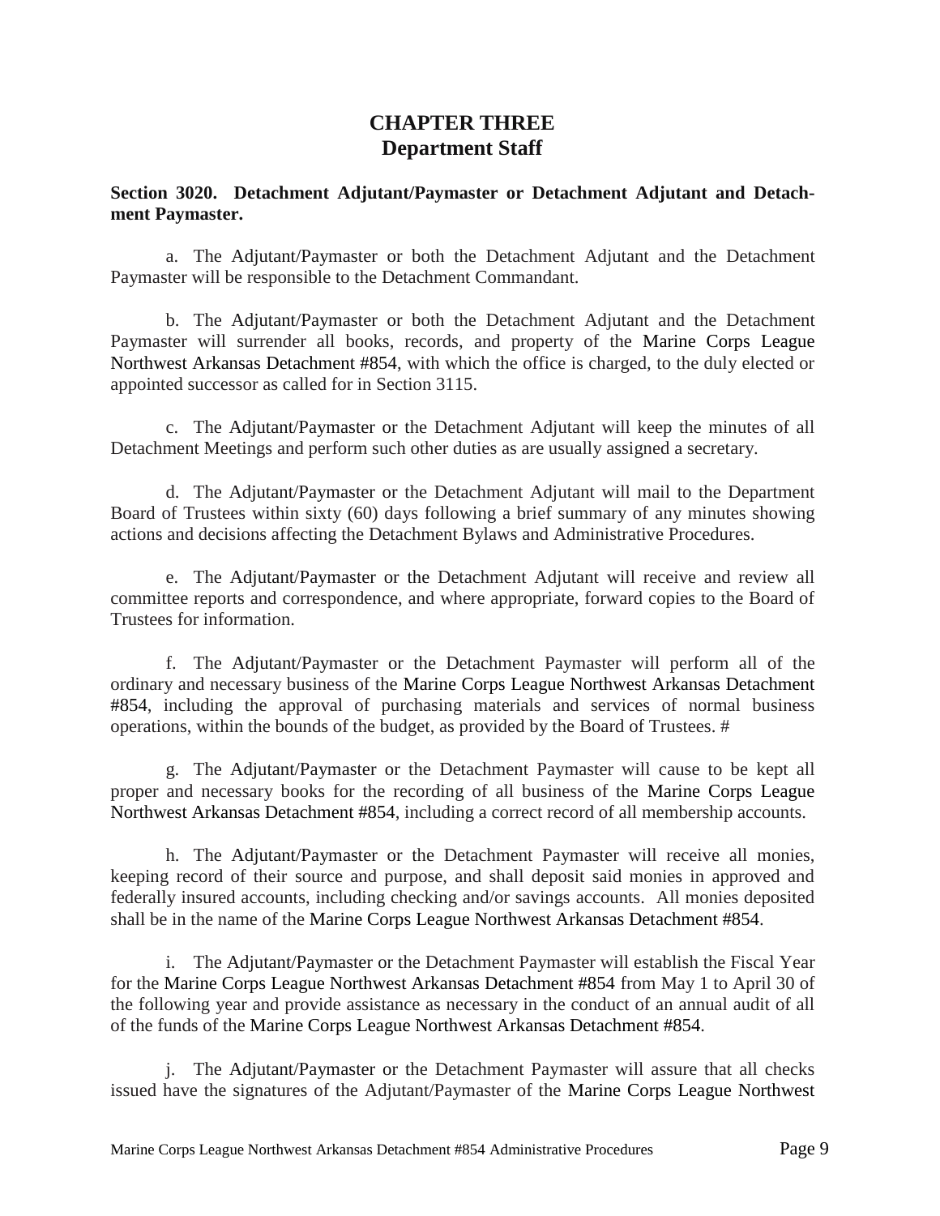# CHAPTER THREE
## Department Staff

**Section 3020. Detachment Adjutant/Paymaster or Detachment Adjutant and Detachment Paymaster.**

a. The Adjutant/Paymaster or both the Detachment Adjutant and the Detachment Paymaster will be responsible to the Detachment Commandant.

b. The Adjutant/Paymaster or both the Detachment Adjutant and the Detachment Paymaster will surrender all books, records, and property of the Marine Corps League Northwest Arkansas Detachment #854, with which the office is charged, to the duly elected or appointed successor as called for in Section 3115.

c. The Adjutant/Paymaster or the Detachment Adjutant will keep the minutes of all Detachment Meetings and perform such other duties as are usually assigned a secretary.

d. The Adjutant/Paymaster or the Detachment Adjutant will mail to the Department Board of Trustees within sixty (60) days following a brief summary of any minutes showing actions and decisions affecting the Detachment Bylaws and Administrative Procedures.

e. The Adjutant/Paymaster or the Detachment Adjutant will receive and review all committee reports and correspondence, and where appropriate, forward copies to the Board of Trustees for information.

f. The Adjutant/Paymaster or the Detachment Paymaster will perform all of the ordinary and necessary business of the Marine Corps League Northwest Arkansas Detachment #854, including the approval of purchasing materials and services of normal business operations, within the bounds of the budget, as provided by the Board of Trustees. #

g. The Adjutant/Paymaster or the Detachment Paymaster will cause to be kept all proper and necessary books for the recording of all business of the Marine Corps League Northwest Arkansas Detachment #854, including a correct record of all membership accounts.

h. The Adjutant/Paymaster or the Detachment Paymaster will receive all monies, keeping record of their source and purpose, and shall deposit said monies in approved and federally insured accounts, including checking and/or savings accounts. All monies deposited shall be in the name of the Marine Corps League Northwest Arkansas Detachment #854.

i. The Adjutant/Paymaster or the Detachment Paymaster will establish the Fiscal Year for the Marine Corps League Northwest Arkansas Detachment #854 from May 1 to April 30 of the following year and provide assistance as necessary in the conduct of an annual audit of all of the funds of the Marine Corps League Northwest Arkansas Detachment #854.

j. The Adjutant/Paymaster or the Detachment Paymaster will assure that all checks issued have the signatures of the Adjutant/Paymaster of the Marine Corps League Northwest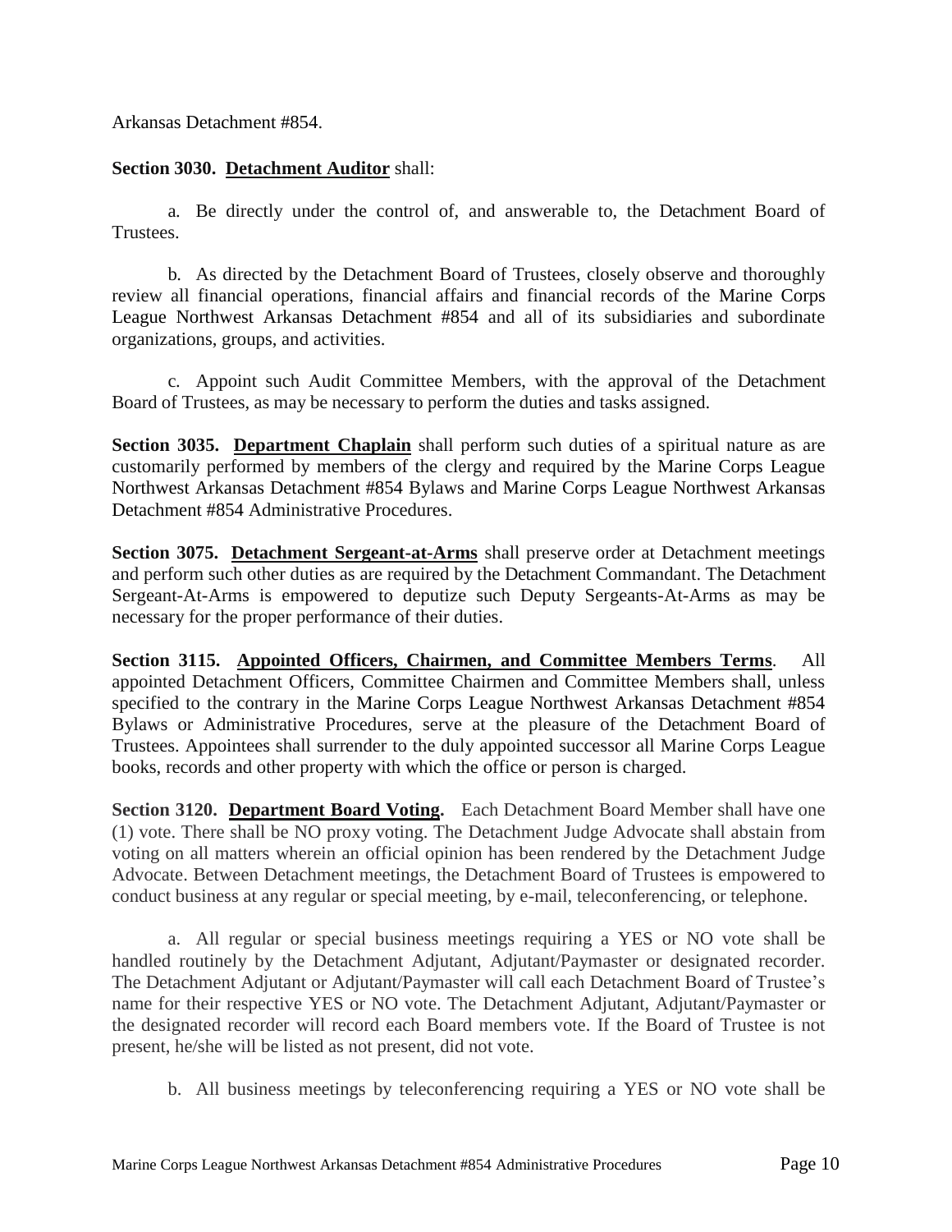Arkansas Detachment #854.

**Section 3030. Detachment Auditor** shall:

a. Be directly under the control of, and answerable to, the Detachment Board of Trustees.

b. As directed by the Detachment Board of Trustees, closely observe and thoroughly review all financial operations, financial affairs and financial records of the Marine Corps League Northwest Arkansas Detachment #854 and all of its subsidiaries and subordinate organizations, groups, and activities.

c. Appoint such Audit Committee Members, with the approval of the Detachment Board of Trustees, as may be necessary to perform the duties and tasks assigned.

**Section 3035. Department Chaplain** shall perform such duties of a spiritual nature as are customarily performed by members of the clergy and required by the Marine Corps League Northwest Arkansas Detachment #854 Bylaws and Marine Corps League Northwest Arkansas Detachment #854 Administrative Procedures.

**Section 3075. Detachment Sergeant-at-Arms** shall preserve order at Detachment meetings and perform such other duties as are required by the Detachment Commandant. The Detachment Sergeant-At-Arms is empowered to deputize such Deputy Sergeants-At-Arms as may be necessary for the proper performance of their duties.

**Section 3115. Appointed Officers, Chairmen, and Committee Members Terms**. All appointed Detachment Officers, Committee Chairmen and Committee Members shall, unless specified to the contrary in the Marine Corps League Northwest Arkansas Detachment #854 Bylaws or Administrative Procedures, serve at the pleasure of the Detachment Board of Trustees. Appointees shall surrender to the duly appointed successor all Marine Corps League books, records and other property with which the office or person is charged.

**Section 3120. Department Board Voting.** Each Detachment Board Member shall have one (1) vote. There shall be NO proxy voting. The Detachment Judge Advocate shall abstain from voting on all matters wherein an official opinion has been rendered by the Detachment Judge Advocate. Between Detachment meetings, the Detachment Board of Trustees is empowered to conduct business at any regular or special meeting, by e-mail, teleconferencing, or telephone.

a. All regular or special business meetings requiring a YES or NO vote shall be handled routinely by the Detachment Adjutant, Adjutant/Paymaster or designated recorder. The Detachment Adjutant or Adjutant/Paymaster will call each Detachment Board of Trustee's name for their respective YES or NO vote. The Detachment Adjutant, Adjutant/Paymaster or the designated recorder will record each Board members vote. If the Board of Trustee is not present, he/she will be listed as not present, did not vote.

b. All business meetings by teleconferencing requiring a YES or NO vote shall be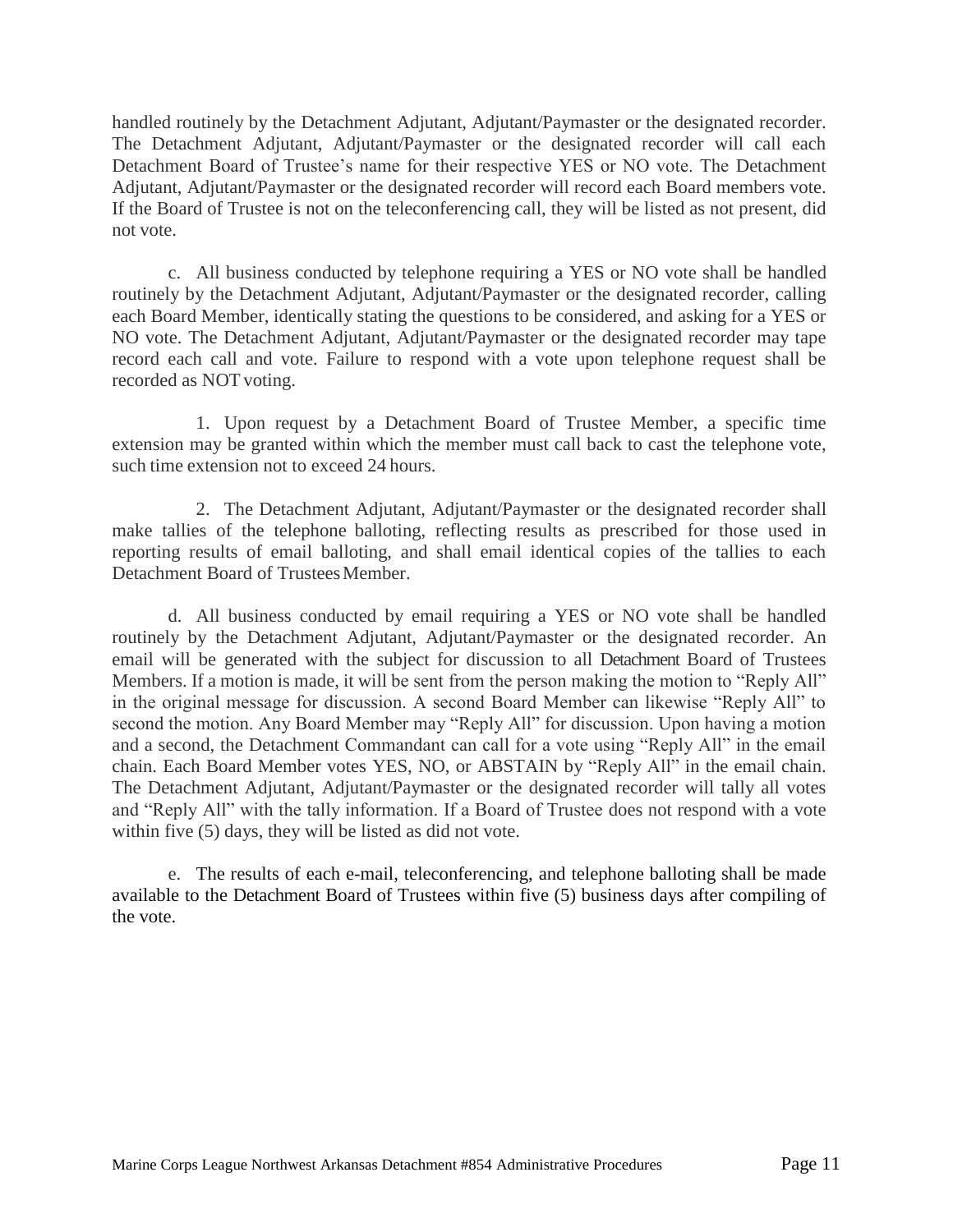handled routinely by the Detachment Adjutant, Adjutant/Paymaster or the designated recorder. The Detachment Adjutant, Adjutant/Paymaster or the designated recorder will call each Detachment Board of Trustee's name for their respective YES or NO vote. The Detachment Adjutant, Adjutant/Paymaster or the designated recorder will record each Board members vote. If the Board of Trustee is not on the teleconferencing call, they will be listed as not present, did not vote.

c. All business conducted by telephone requiring a YES or NO vote shall be handled routinely by the Detachment Adjutant, Adjutant/Paymaster or the designated recorder, calling each Board Member, identically stating the questions to be considered, and asking for a YES or NO vote. The Detachment Adjutant, Adjutant/Paymaster or the designated recorder may tape record each call and vote. Failure to respond with a vote upon telephone request shall be recorded as NOT voting.

1. Upon request by a Detachment Board of Trustee Member, a specific time extension may be granted within which the member must call back to cast the telephone vote, such time extension not to exceed 24 hours.

2. The Detachment Adjutant, Adjutant/Paymaster or the designated recorder shall make tallies of the telephone balloting, reflecting results as prescribed for those used in reporting results of email balloting, and shall email identical copies of the tallies to each Detachment Board of Trustees Member.

d. All business conducted by email requiring a YES or NO vote shall be handled routinely by the Detachment Adjutant, Adjutant/Paymaster or the designated recorder. An email will be generated with the subject for discussion to all Detachment Board of Trustees Members. If a motion is made, it will be sent from the person making the motion to "Reply All" in the original message for discussion. A second Board Member can likewise "Reply All" to second the motion. Any Board Member may "Reply All" for discussion. Upon having a motion and a second, the Detachment Commandant can call for a vote using "Reply All" in the email chain. Each Board Member votes YES, NO, or ABSTAIN by "Reply All" in the email chain. The Detachment Adjutant, Adjutant/Paymaster or the designated recorder will tally all votes and "Reply All" with the tally information. If a Board of Trustee does not respond with a vote within five (5) days, they will be listed as did not vote.

e. The results of each e-mail, teleconferencing, and telephone balloting shall be made available to the Detachment Board of Trustees within five (5) business days after compiling of the vote.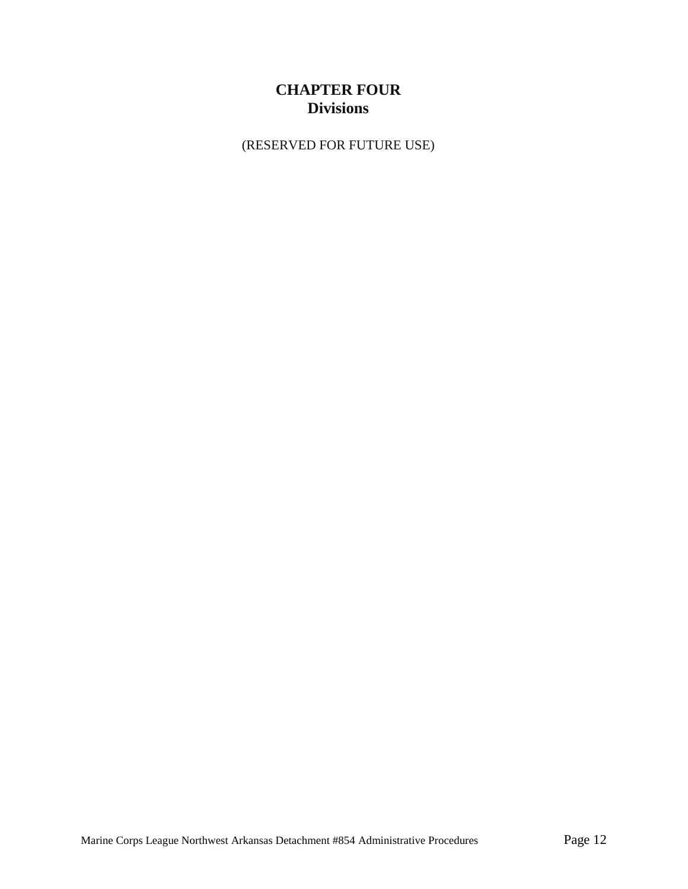# CHAPTER FOUR
## Divisions

(RESERVED FOR FUTURE USE)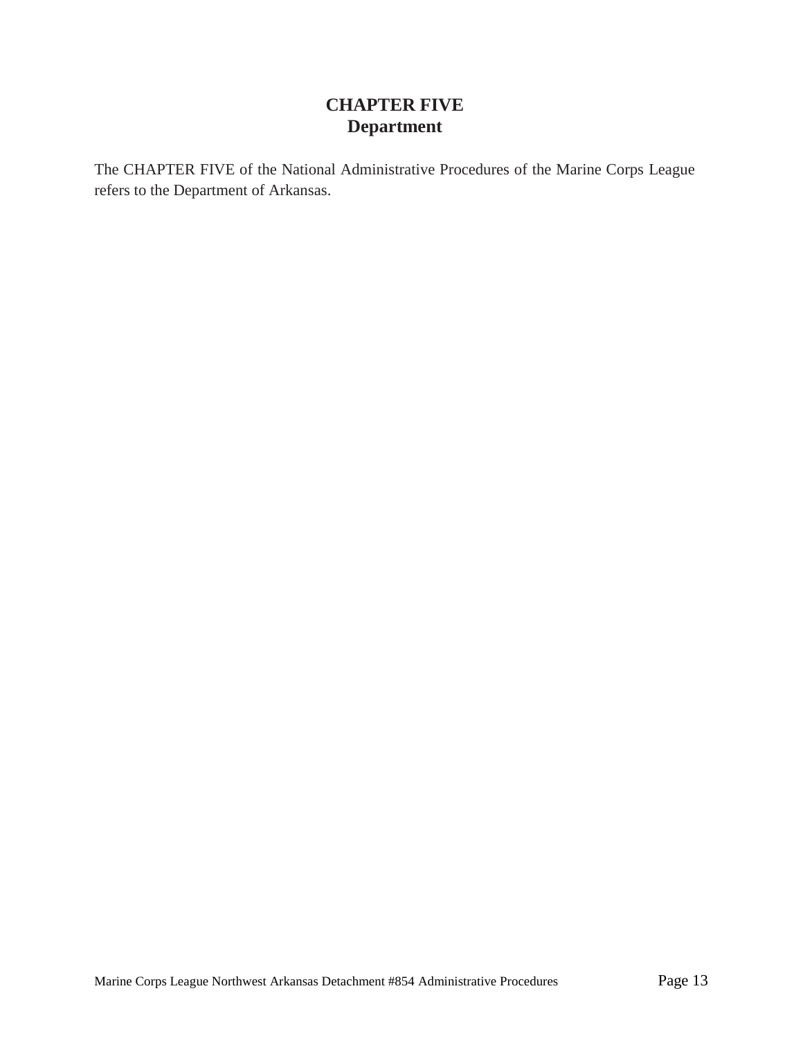# CHAPTER FIVE
## Department

The CHAPTER FIVE of the National Administrative Procedures of the Marine Corps League refers to the Department of Arkansas.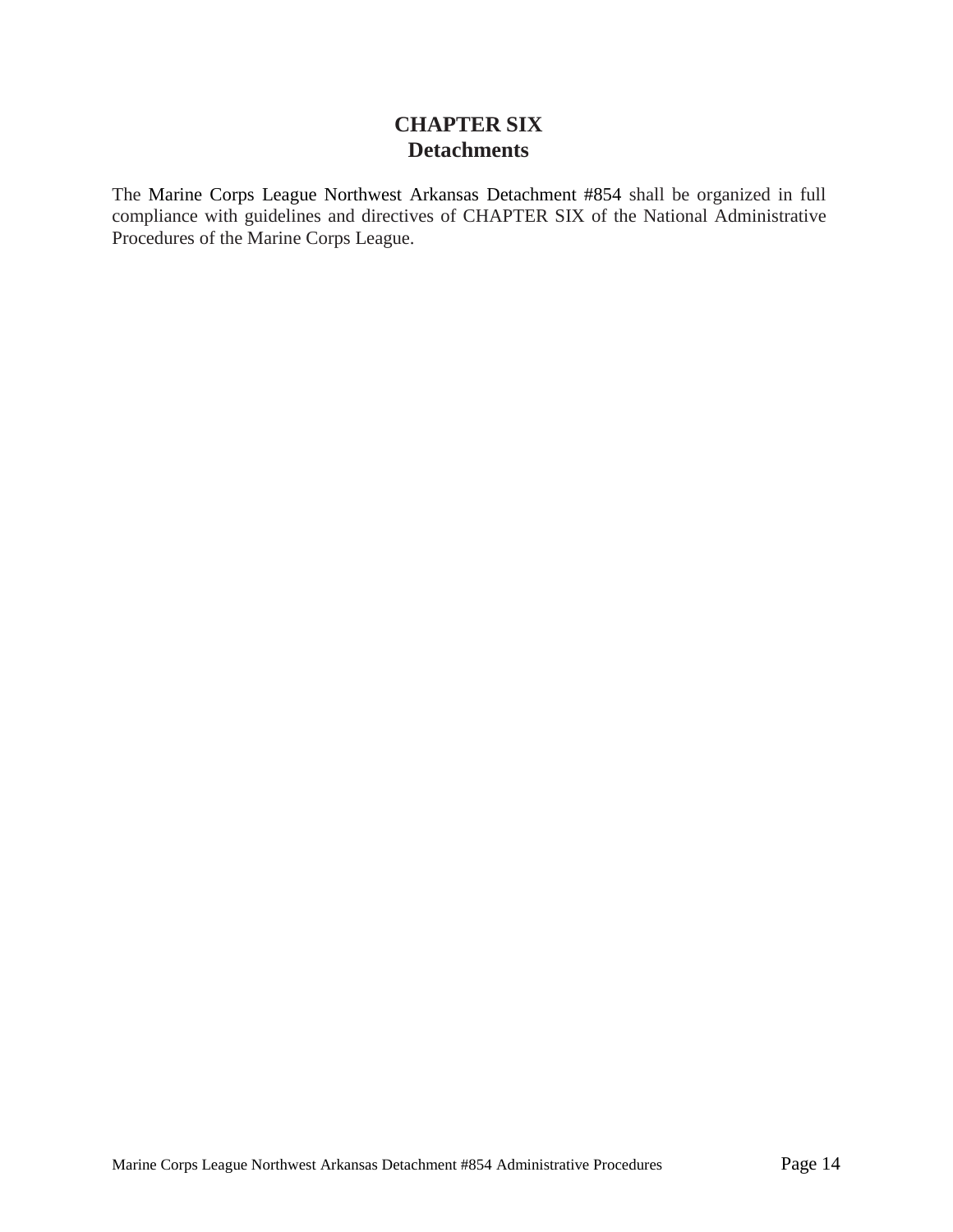# CHAPTER SIX
## Detachments

The Marine Corps League Northwest Arkansas Detachment #854 shall be organized in full compliance with guidelines and directives of CHAPTER SIX of the National Administrative Procedures of the Marine Corps League.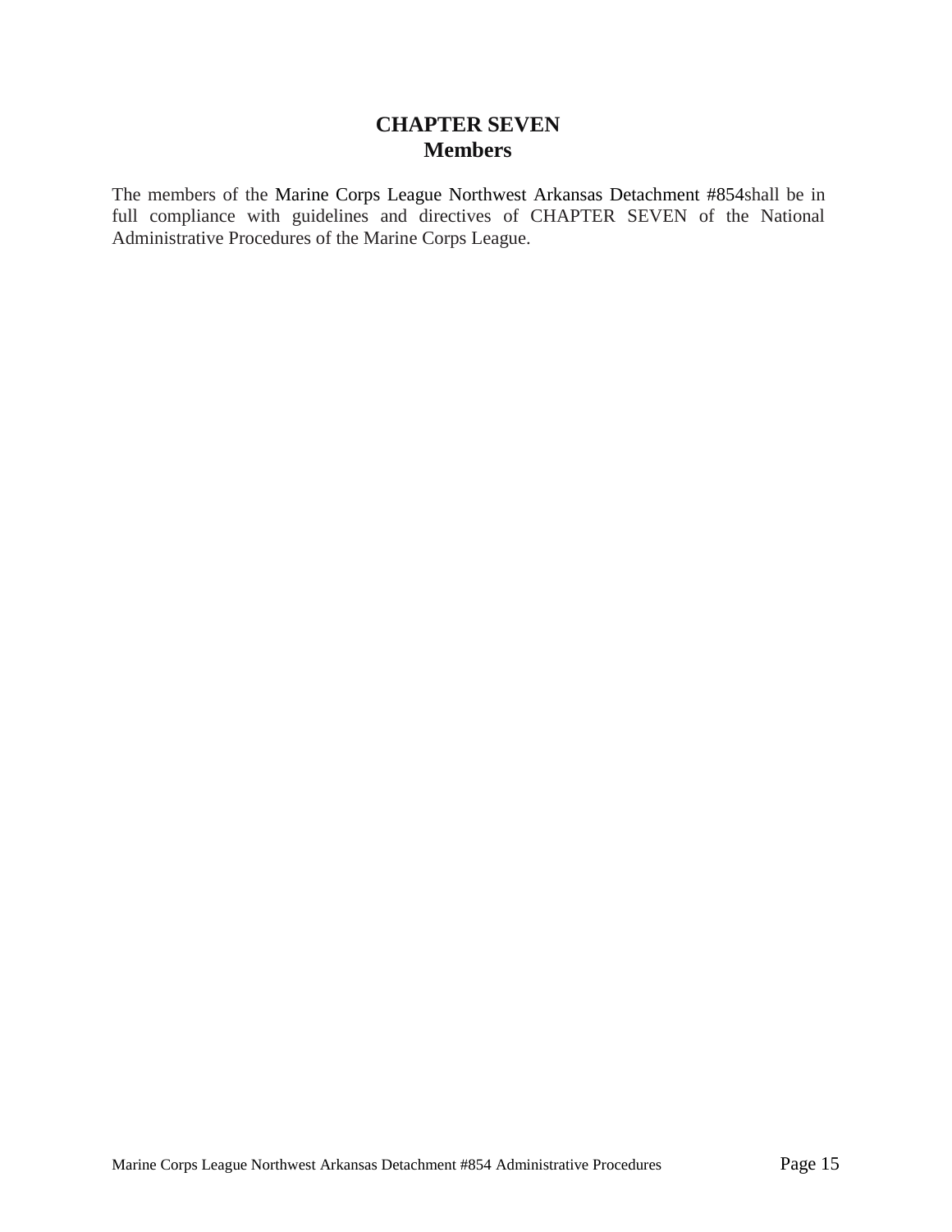# CHAPTER SEVEN
## Members

The members of the Marine Corps League Northwest Arkansas Detachment #854shall be in full compliance with guidelines and directives of CHAPTER SEVEN of the National Administrative Procedures of the Marine Corps League.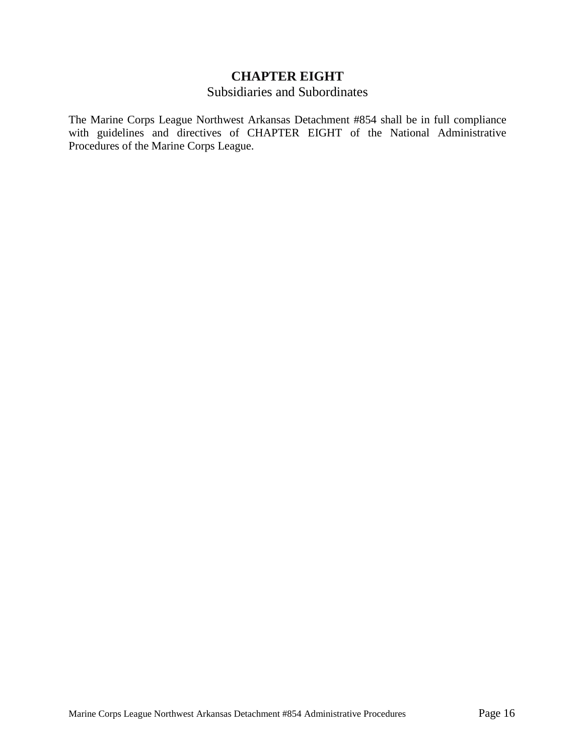# CHAPTER EIGHT

## Subsidiaries and Subordinates

The Marine Corps League Northwest Arkansas Detachment #854 shall be in full compliance with guidelines and directives of CHAPTER EIGHT of the National Administrative Procedures of the Marine Corps League.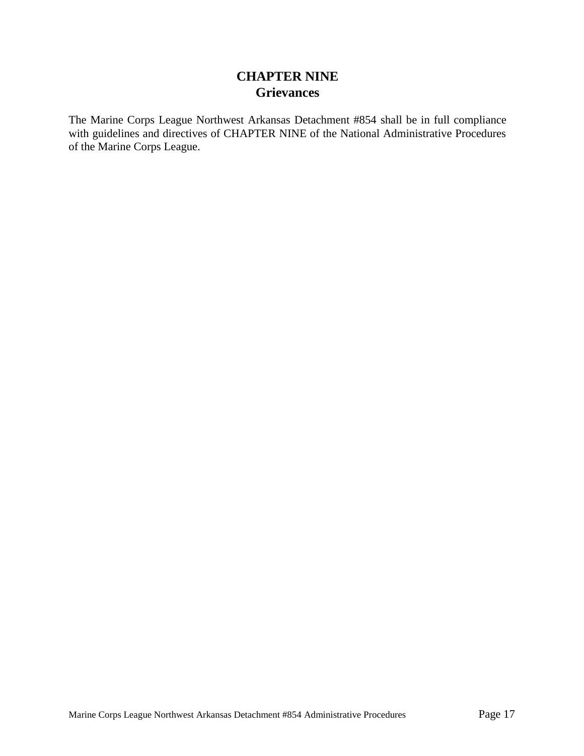# CHAPTER NINE
## Grievances

The Marine Corps League Northwest Arkansas Detachment #854 shall be in full compliance with guidelines and directives of CHAPTER NINE of the National Administrative Procedures of the Marine Corps League.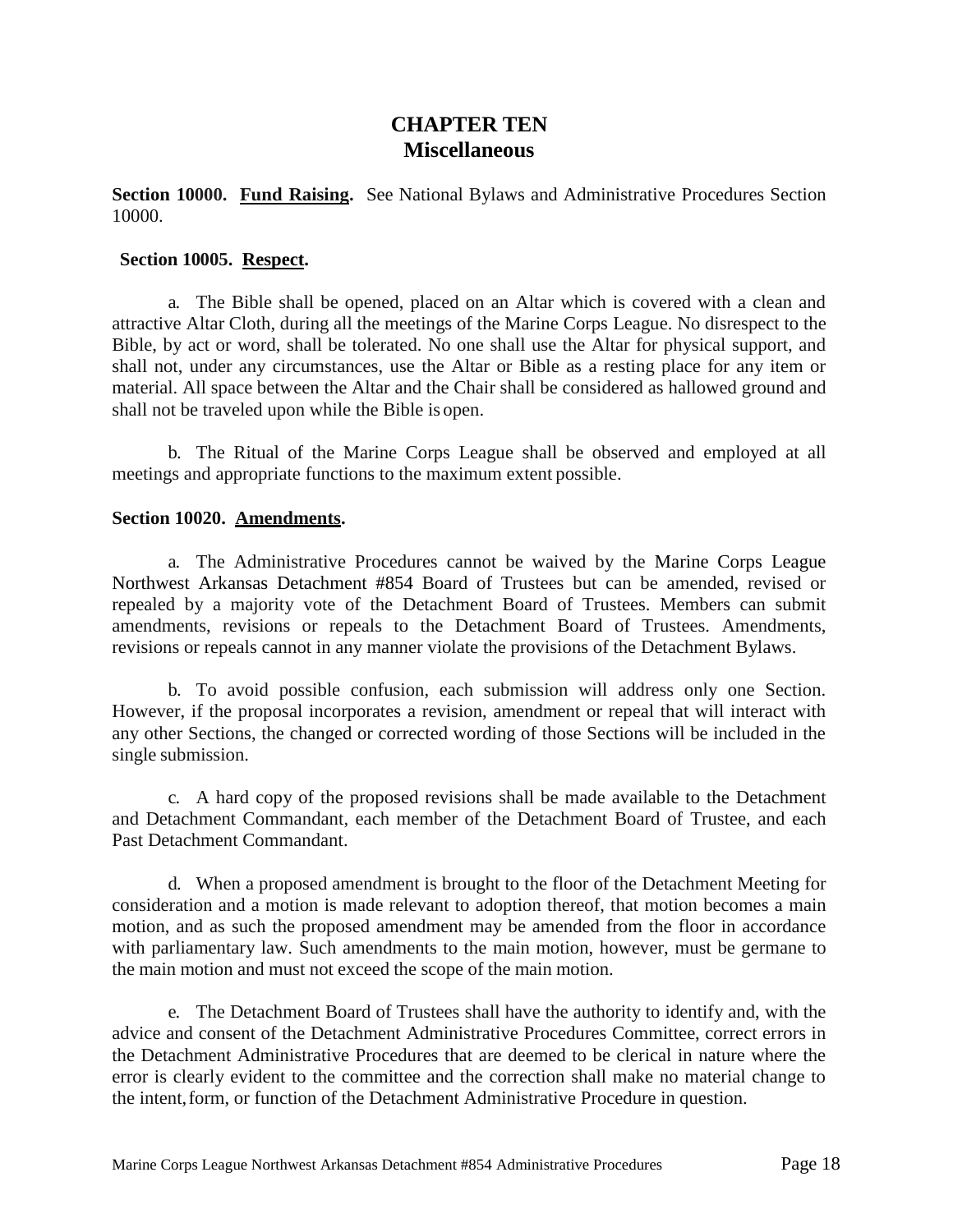# CHAPTER TEN
## Miscellaneous

**Section 10000. Fund Raising.** See National Bylaws and Administrative Procedures Section 10000.

**Section 10005. Respect.**

a. The Bible shall be opened, placed on an Altar which is covered with a clean and attractive Altar Cloth, during all the meetings of the Marine Corps League. No disrespect to the Bible, by act or word, shall be tolerated. No one shall use the Altar for physical support, and shall not, under any circumstances, use the Altar or Bible as a resting place for any item or material. All space between the Altar and the Chair shall be considered as hallowed ground and shall not be traveled upon while the Bible is open.

b. The Ritual of the Marine Corps League shall be observed and employed at all meetings and appropriate functions to the maximum extent possible.

**Section 10020. Amendments.**

a. The Administrative Procedures cannot be waived by the Marine Corps League Northwest Arkansas Detachment #854 Board of Trustees but can be amended, revised or repealed by a majority vote of the Detachment Board of Trustees. Members can submit amendments, revisions or repeals to the Detachment Board of Trustees. Amendments, revisions or repeals cannot in any manner violate the provisions of the Detachment Bylaws.

b. To avoid possible confusion, each submission will address only one Section. However, if the proposal incorporates a revision, amendment or repeal that will interact with any other Sections, the changed or corrected wording of those Sections will be included in the single submission.

c. A hard copy of the proposed revisions shall be made available to the Detachment and Detachment Commandant, each member of the Detachment Board of Trustee, and each Past Detachment Commandant.

d. When a proposed amendment is brought to the floor of the Detachment Meeting for consideration and a motion is made relevant to adoption thereof, that motion becomes a main motion, and as such the proposed amendment may be amended from the floor in accordance with parliamentary law. Such amendments to the main motion, however, must be germane to the main motion and must not exceed the scope of the main motion.

e. The Detachment Board of Trustees shall have the authority to identify and, with the advice and consent of the Detachment Administrative Procedures Committee, correct errors in the Detachment Administrative Procedures that are deemed to be clerical in nature where the error is clearly evident to the committee and the correction shall make no material change to the intent, form, or function of the Detachment Administrative Procedure in question.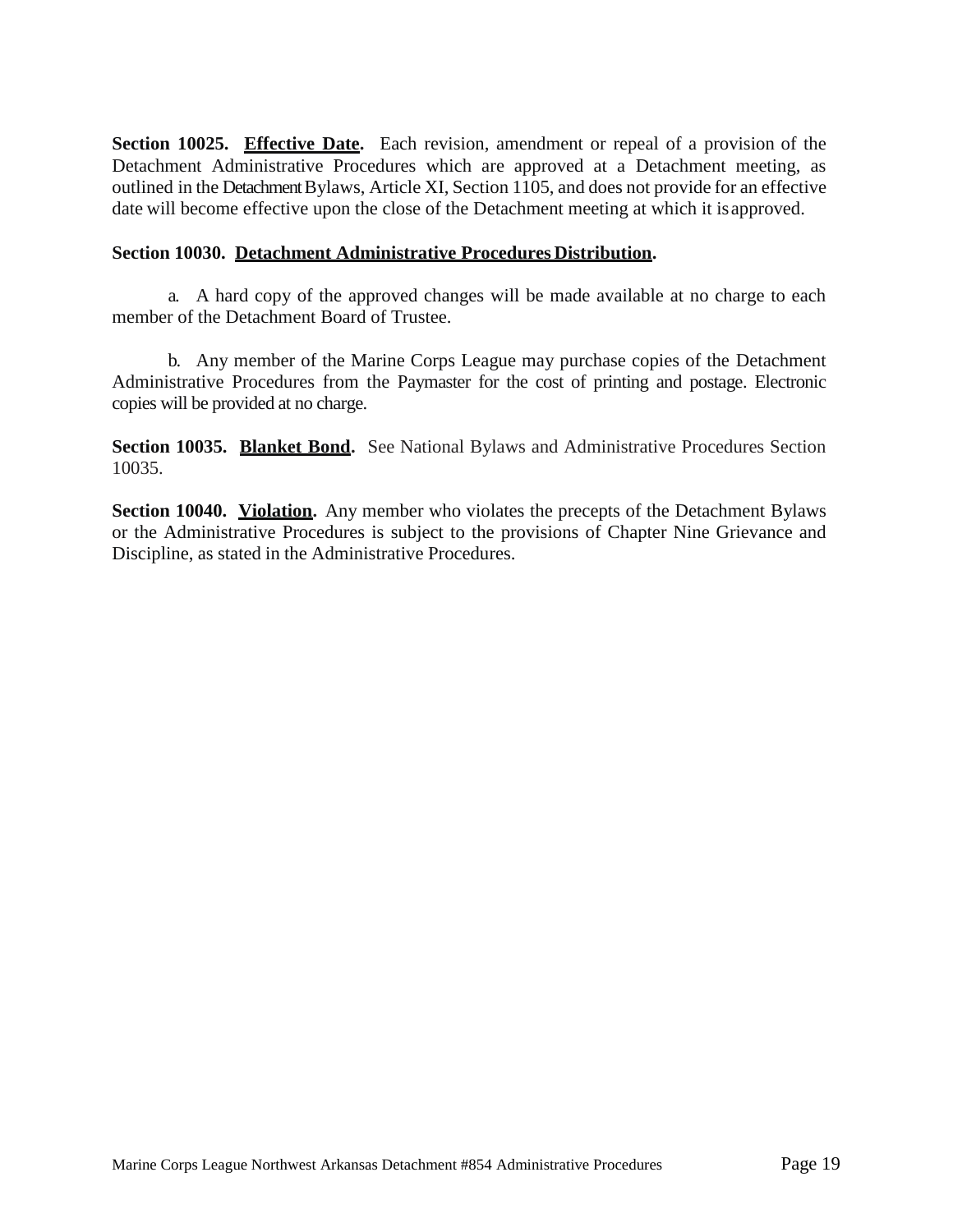**Section 10025. Effective Date.** Each revision, amendment or repeal of a provision of the Detachment Administrative Procedures which are approved at a Detachment meeting, as outlined in the Detachment Bylaws, Article XI, Section 1105, and does not provide for an effective date will become effective upon the close of the Detachment meeting at which it is approved.

**Section 10030. Detachment Administrative Procedures Distribution.**

a. A hard copy of the approved changes will be made available at no charge to each member of the Detachment Board of Trustee.

b. Any member of the Marine Corps League may purchase copies of the Detachment Administrative Procedures from the Paymaster for the cost of printing and postage. Electronic copies will be provided at no charge.

**Section 10035. Blanket Bond.** See National Bylaws and Administrative Procedures Section 10035.

**Section 10040. Violation.** Any member who violates the precepts of the Detachment Bylaws or the Administrative Procedures is subject to the provisions of Chapter Nine Grievance and Discipline, as stated in the Administrative Procedures.